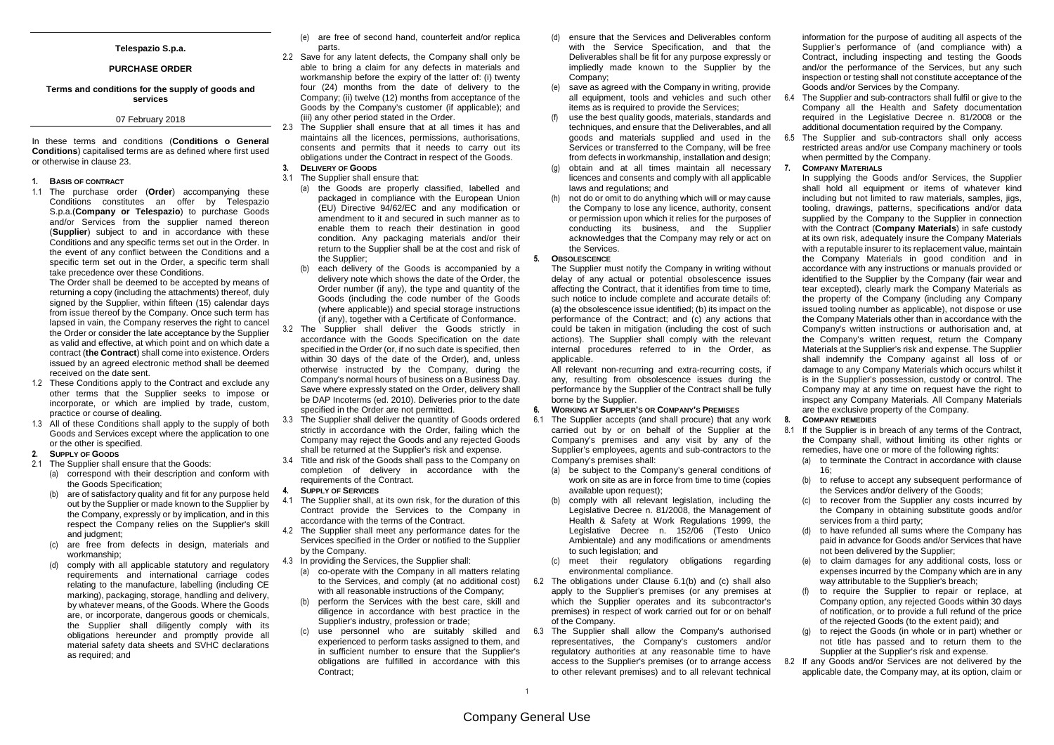**Telespazio S.p.A.**

**PURCHASE ORDER**

**Terms and conditions for the supply of goods and services**

07 February 2018

In these terms and conditions (**Conditions o General Conditions**) capitalised terms are as defined where first used or otherwise in clause 23.

## 1. BASIS OF CONTRACT

1.1 The purchase order (**Order**) accompanying these Conditions constitutes an offer by Telespazio S.p.a.(**Company or Telespazio**) to purchase Goods and/or Services from the supplier named thereon (**Supplier**) subject to and in accordance with these Conditions and any specific terms set out in the Order. In the event of any conflict between the Conditions and a specific term set out in the Order, a specific term shall take precedence over these Conditions.

The Order shall be deemed to be accepted by means of returning a copy (including the attachments) thereof, duly signed by the Supplier, within fifteen (15) calendar days from issue thereof by the Company. Once such term has lapsed in vain, the Company reserves the right to cancel the Order or consider the late acceptance by the Supplier as valid and effective, at which point and on which date a contract (**the Contract**) shall come into existence. Orders issued by an agreed electronic method shall be deemed received on the date sent.

1.2 These Conditions apply to the Contract and exclude any other terms that the Supplier seeks to impose or incorporate, or which are implied by trade, custom, practice or course of dealing.

1.3 All of these Conditions shall apply to the supply of both Goods and Services except where the application to one or the other is specified.

## 2. SUPPLY OF GOODS

2.1 The Supplier shall ensure that the Goods:

(a) correspond with their description and conform with the Goods Specification;

(b) are of satisfactory quality and fit for any purpose held out by the Supplier or made known to the Supplier by the Company, expressly or by implication, and in this respect the Company relies on the Supplier's skill and judgment;

(c) are free from defects in design, materials and workmanship;

(d) comply with all applicable statutory and regulatory requirements and international carriage codes relating to the manufacture, labelling (including CE marking), packaging, storage, handling and delivery, by whatever means, of the Goods. Where the Goods are, or incorporate, dangerous goods or chemicals, the Supplier shall diligently comply with its obligations hereunder and promptly provide all material safety data sheets and SVHC declarations as required; and

(e) are free of second hand, counterfeit and/or replica parts.

2.2 Save for any latent defects, the Company shall only be able to bring a claim for any defects in materials and workmanship before the expiry of the latter of: (i) twenty four (24) months from the date of delivery to the Company; (ii) twelve (12) months from acceptance of the Goods by the Company's customer (if applicable); and (iii) any other period stated in the Order.

2.3 The Supplier shall ensure that at all times it has and maintains all the licences, permissions, authorisations, consents and permits that it needs to carry out its obligations under the Contract in respect of the Goods.

## 3. DELIVERY OF GOODS

3.1 The Supplier shall ensure that:

(a) the Goods are properly classified, labelled and packaged in compliance with the European Union (EU) Directive 94/62/EC and any modification or amendment to it and secured in such manner as to enable them to reach their destination in good condition. Any packaging materials and/or their return to the Supplier shall be at the cost and risk of the Supplier;

(b) each delivery of the Goods is accompanied by a delivery note which shows the date of the Order, the Order number (if any), the type and quantity of the Goods (including the code number of the Goods (where applicable)) and special storage instructions (if any), together with a Certificate of Conformance.

3.2 The Supplier shall deliver the Goods strictly in accordance with the Goods Specification on the date specified in the Order (or, if no such date is specified, then within 30 days of the date of the Order), and, unless otherwise instructed by the Company, during the Company's normal hours of business on a Business Day. Save where expressly stated on the Order, delivery shall be DAP Incoterms (ed. 2010). Deliveries prior to the date specified in the Order are not permitted.

3.3 The Supplier shall deliver the quantity of Goods ordered strictly in accordance with the Order, failing which the Company may reject the Goods and any rejected Goods shall be returned at the Supplier's risk and expense.

3.4 Title and risk of the Goods shall pass to the Company on completion of delivery in accordance with the requirements of the Contract.

## 4. SUPPLY OF SERVICES

4.1 The Supplier shall, at its own risk, for the duration of this Contract provide the Services to the Company in accordance with the terms of the Contract.

4.2 The Supplier shall meet any performance dates for the Services specified in the Order or notified to the Supplier by the Company.

4.3 In providing the Services, the Supplier shall:

(a) co-operate with the Company in all matters relating to the Services, and comply (at no additional cost) with all reasonable instructions of the Company;

(b) perform the Services with the best care, skill and diligence in accordance with best practice in the Supplier's industry, profession or trade;

(c) use personnel who are suitably skilled and experienced to perform tasks assigned to them, and in sufficient number to ensure that the Supplier's obligations are fulfilled in accordance with this Contract;

(d) ensure that the Services and Deliverables conform with the Service Specification, and that the Deliverables shall be fit for any purpose expressly or impliedly made known to the Supplier by the Company;

(e) save as agreed with the Company in writing, provide all equipment, tools and vehicles and such other items as is required to provide the Services;

(f) use the best quality goods, materials, standards and techniques, and ensure that the Deliverables, and all goods and materials supplied and used in the Services or transferred to the Company, will be free from defects in workmanship, installation and design;

(g) obtain and at all times maintain all necessary licences and consents and comply with all applicable laws and regulations; and

(h) not do or omit to do anything which will or may cause the Company to lose any licence, authority, consent or permission upon which it relies for the purposes of conducting its business, and the Supplier acknowledges that the Company may rely or act on the Services.

## 5. OBSOLESCENCE

The Supplier must notify the Company in writing without delay of any actual or potential obsolescence issues affecting the Contract, that it identifies from time to time, such notice to include complete and accurate details of: (a) the obsolescence issue identified; (b) its impact on the performance of the Contract; and (c) any actions that could be taken in mitigation (including the cost of such actions). The Supplier shall comply with the relevant internal procedures referred to in the Order, as applicable.

All relevant non-recurring and extra-recurring costs, if any, resulting from obsolescence issues during the performance by the Supplier of the Contract shall be fully borne by the Supplier.

## 6. WORKING AT SUPPLIER'S OR COMPANY'S PREMISES

6.1 The Supplier accepts (and shall procure) that any work carried out by or on behalf of the Supplier at the Company's premises and any visit by any of the Supplier's employees, agents and sub-contractors to the Company's premises shall:

(a) be subject to the Company's general conditions of work on site as are in force from time to time (copies available upon request);

(b) comply with all relevant legislation, including the Legislative Decree n. 81/2008, the Management of Health & Safety at Work Regulations 1999, the Legislative Decree n. 152/06 (Testo Unico Ambientale) and any modifications or amendments to such legislation; and

(c) meet their regulatory obligations regarding environmental compliance.

6.2 The obligations under Clause 6.1(b) and (c) shall also apply to the Supplier's premises (or any premises at which the Supplier operates and its subcontractor's premises) in respect of work carried out for or on behalf of the Company.

6.3 The Supplier shall allow the Company's authorised representatives, the Company's customers and/or regulatory authorities at any reasonable time to have access to the Supplier's premises (or to arrange access to other relevant premises) and to all relevant technical information for the purpose of auditing all aspects of the Supplier's performance of (and compliance with) a Contract, including inspecting and testing the Goods and/or the performance of the Services, but any such inspection or testing shall not constitute acceptance of the Goods and/or Services by the Company.

6.4 The Supplier and sub-contractors shall fulfil or give to the Company all the Health and Safety documentation required in the Legislative Decree n. 81/2008 or the additional documentation required by the Company.

6.5 The Supplier and sub-contractors shall only access restricted areas and/or use Company machinery or tools when permitted by the Company.

## 7. COMPANY MATERIALS

In supplying the Goods and/or Services, the Supplier shall hold all equipment or items of whatever kind including but not limited to raw materials, samples, jigs, tooling, drawings, patterns, specifications and/or data supplied by the Company to the Supplier in connection with the Contract (**Company Materials**) in safe custody at its own risk, adequately insure the Company Materials with a reputable insurer to its replacement value, maintain the Company Materials in good condition and in accordance with any instructions or manuals provided or identified to the Supplier by the Company (fair wear and tear excepted), clearly mark the Company Materials as the property of the Company (including any Company issued tooling number as applicable), not dispose or use the Company Materials other than in accordance with the Company's written instructions or authorisation and, at the Company's written request, return the Company Materials at the Supplier's risk and expense. The Supplier shall indemnify the Company against all loss of or damage to any Company Materials which occurs whilst it is in the Supplier's possession, custody or control. The Company may at any time on request have the right to inspect any Company Materials. All Company Materials are the exclusive property of the Company.

## 8. COMPANY REMEDIES

8.1 If the Supplier is in breach of any terms of the Contract, the Company shall, without limiting its other rights or remedies, have one or more of the following rights:

(a) to terminate the Contract in accordance with clause 16;

(b) to refuse to accept any subsequent performance of the Services and/or delivery of the Goods;

(c) to recover from the Supplier any costs incurred by the Company in obtaining substitute goods and/or services from a third party;

(d) to have refunded all sums where the Company has paid in advance for Goods and/or Services that have not been delivered by the Supplier;

(e) to claim damages for any additional costs, loss or expenses incurred by the Company which are in any way attributable to the Supplier's breach;

(f) to require the Supplier to repair or replace, at Company option, any rejected Goods within 30 days of notification, or to provide a full refund of the price of the rejected Goods (to the extent paid); and

(g) to reject the Goods (in whole or in part) whether or not title has passed and to return them to the Supplier at the Supplier's risk and expense.

8.2 If any Goods and/or Services are not delivered by the applicable date, the Company may, at its option, claim or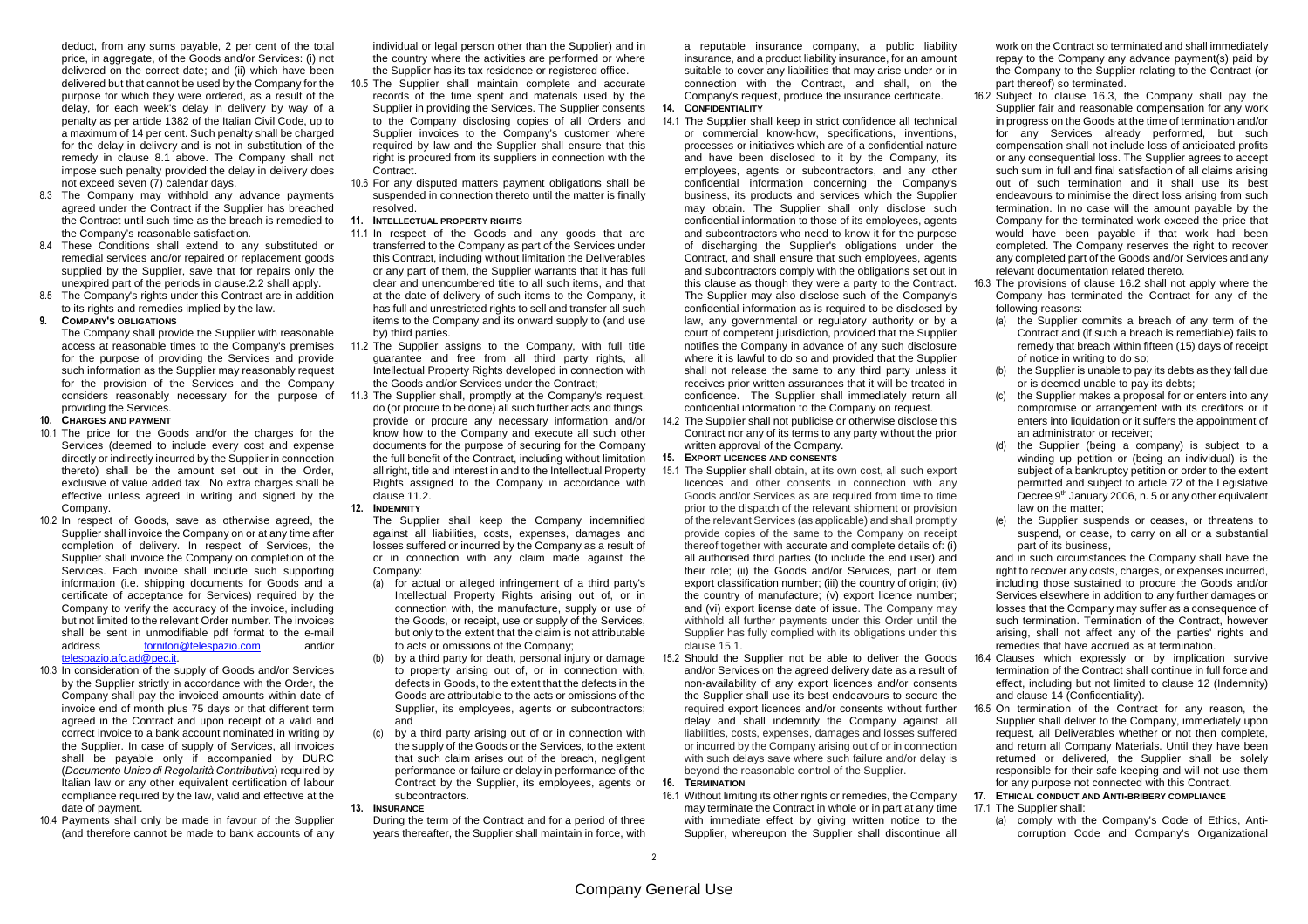deduct, from any sums payable, 2 per cent of the total price, in aggregate, of the Goods and/or Services: (i) not delivered on the correct date; and (ii) which have been delivered but that cannot be used by the Company for the purpose for which they were ordered, as a result of the delay, for each week's delay in delivery by way of a penalty as per article 1382 of the Italian Civil Code, up to a maximum of 14 per cent. Such penalty shall be charged for the delay in delivery and is not in substitution of the remedy in clause 8.1 above. The Company shall not impose such penalty provided the delay in delivery does not exceed seven (7) calendar days.

8.3 The Company may withhold any advance payments agreed under the Contract if the Supplier has breached the Contract until such time as the breach is remedied to the Company's reasonable satisfaction.

8.4 These Conditions shall extend to any substituted or remedial services and/or repaired or replacement goods supplied by the Supplier, save that for repairs only the unexpired part of the periods in clause.2.2 shall apply.

8.5 The Company's rights under this Contract are in addition to its rights and remedies implied by the law.

## 9. Company's obligations

The Company shall provide the Supplier with reasonable access at reasonable times to the Company's premises for the purpose of providing the Services and provide such information as the Supplier may reasonably request for the provision of the Services and the Company considers reasonably necessary for the purpose of providing the Services.

## 10. Charges and payment

10.1 The price for the Goods and/or the charges for the Services (deemed to include every cost and expense directly or indirectly incurred by the Supplier in connection thereto) shall be the amount set out in the Order, exclusive of value added tax. No extra charges shall be effective unless agreed in writing and signed by the Company.

10.2 In respect of Goods, save as otherwise agreed, the Supplier shall invoice the Company on or at any time after completion of delivery. In respect of Services, the Supplier shall invoice the Company on completion of the Services. Each invoice shall include such supporting information (i.e. shipping documents for Goods and a certificate of acceptance for Services) required by the Company to verify the accuracy of the invoice, including but not limited to the relevant Order number. The invoices shall be sent in unmodifiable pdf format to the e-mail address fornitori@telespazio.com and/or telespazio.afc.ad@pec.it.

10.3 In consideration of the supply of Goods and/or Services by the Supplier strictly in accordance with the Order, the Company shall pay the invoiced amounts within date of invoice end of month plus 75 days or that different term agreed in the Contract and upon receipt of a valid and correct invoice to a bank account nominated in writing by the Supplier. In case of supply of Services, all invoices shall be payable only if accompanied by DURC (*Documento Unico di Regolarità Contributiva*) required by Italian law or any other equivalent certification of labour compliance required by the law, valid and effective at the date of payment.

10.4 Payments shall only be made in favour of the Supplier (and therefore cannot be made to bank accounts of any individual or legal person other than the Supplier) and in the country where the activities are performed or where the Supplier has its tax residence or registered office.

10.5 The Supplier shall maintain complete and accurate records of the time spent and materials used by the Supplier in providing the Services. The Supplier consents to the Company disclosing copies of all Orders and Supplier invoices to the Company's customer where required by law and the Supplier shall ensure that this right is procured from its suppliers in connection with the Contract.

10.6 For any disputed matters payment obligations shall be suspended in connection thereto until the matter is finally resolved.

## 11. Intellectual property rights

11.1 In respect of the Goods and any goods that are transferred to the Company as part of the Services under this Contract, including without limitation the Deliverables or any part of them, the Supplier warrants that it has full clear and unencumbered title to all such items, and that at the date of delivery of such items to the Company, it has full and unrestricted rights to sell and transfer all such items to the Company and its onward supply to (and use by) third parties.

11.2 The Supplier assigns to the Company, with full title guarantee and free from all third party rights, all Intellectual Property Rights developed in connection with the Goods and/or Services under the Contract;

11.3 The Supplier shall, promptly at the Company's request, do (or procure to be done) all such further acts and things, provide or procure any necessary information and/or know how to the Company and execute all such other documents for the purpose of securing for the Company the full benefit of the Contract, including without limitation all right, title and interest in and to the Intellectual Property Rights assigned to the Company in accordance with clause 11.2.

## 12. Indemnity

The Supplier shall keep the Company indemnified against all liabilities, costs, expenses, damages and losses suffered or incurred by the Company as a result of or in connection with any claim made against the Company:

(a) for actual or alleged infringement of a third party's Intellectual Property Rights arising out of, or in connection with, the manufacture, supply or use of the Goods, or receipt, use or supply of the Services, but only to the extent that the claim is not attributable to acts or omissions of the Company;

(b) by a third party for death, personal injury or damage to property arising out of, or in connection with, defects in Goods, to the extent that the defects in the Goods are attributable to the acts or omissions of the Supplier, its employees, agents or subcontractors; and

(c) by a third party arising out of or in connection with the supply of the Goods or the Services, to the extent that such claim arises out of the breach, negligent performance or failure or delay in performance of the Contract by the Supplier, its employees, agents or subcontractors.

## 13. Insurance

During the term of the Contract and for a period of three years thereafter, the Supplier shall maintain in force, with a reputable insurance company, a public liability insurance, and a product liability insurance, for an amount suitable to cover any liabilities that may arise under or in connection with the Contract, and shall, on the Company's request, produce the insurance certificate.

## 14. Confidentiality

14.1 The Supplier shall keep in strict confidence all technical or commercial know-how, specifications, inventions, processes or initiatives which are of a confidential nature and have been disclosed to it by the Company, its employees, agents or subcontractors, and any other confidential information concerning the Company's business, its products and services which the Supplier may obtain. The Supplier shall only disclose such confidential information to those of its employees, agents and subcontractors who need to know it for the purpose of discharging the Supplier's obligations under the Contract, and shall ensure that such employees, agents and subcontractors comply with the obligations set out in this clause as though they were a party to the Contract. The Supplier may also disclose such of the Company's confidential information as is required to be disclosed by law, any governmental or regulatory authority or by a court of competent jurisdiction, provided that the Supplier notifies the Company in advance of any such disclosure where it is lawful to do so and provided that the Supplier shall not release the same to any third party unless it receives prior written assurances that it will be treated in confidence. The Supplier shall immediately return all confidential information to the Company on request.

14.2 The Supplier shall not publicise or otherwise disclose this Contract nor any of its terms to any party without the prior written approval of the Company.

## 15. Export licences and consents

15.1 The Supplier shall obtain, at its own cost, all such export licences and other consents in connection with any Goods and/or Services as are required from time to time prior to the dispatch of the relevant shipment or provision of the relevant Services (as applicable) and shall promptly provide copies of the same to the Company on receipt thereof together with accurate and complete details of: (i) all authorised third parties (to include the end user) and their role; (ii) the Goods and/or Services, part or item export classification number; (iii) the country of origin; (iv) the country of manufacture; (v) export licence number; and (vi) export license date of issue. The Company may withhold all further payments under this Order until the Supplier has fully complied with its obligations under this clause 15.1.

15.2 Should the Supplier not be able to deliver the Goods and/or Services on the agreed delivery date as a result of non-availability of any export licences and/or consents the Supplier shall use its best endeavours to secure the required export licences and/or consents without further delay and shall indemnify the Company against all liabilities, costs, expenses, damages and losses suffered or incurred by the Company arising out of or in connection with such delays save where such failure and/or delay is beyond the reasonable control of the Supplier.

## 16. Termination

16.1 Without limiting its other rights or remedies, the Company may terminate the Contract in whole or in part at any time with immediate effect by giving written notice to the Supplier, whereupon the Supplier shall discontinue all work on the Contract so terminated and shall immediately repay to the Company any advance payment(s) paid by the Company to the Supplier relating to the Contract (or part thereof) so terminated.

16.2 Subject to clause 16.3, the Company shall pay the Supplier fair and reasonable compensation for any work in progress on the Goods at the time of termination and/or for any Services already performed, but such compensation shall not include loss of anticipated profits or any consequential loss. The Supplier agrees to accept such sum in full and final satisfaction of all claims arising out of such termination and it shall use its best endeavours to minimise the direct loss arising from such termination. In no case will the amount payable by the Company for the terminated work exceed the price that would have been payable if that work had been completed. The Company reserves the right to recover any completed part of the Goods and/or Services and any relevant documentation related thereto.

16.3 The provisions of clause 16.2 shall not apply where the Company has terminated the Contract for any of the following reasons:

(a) the Supplier commits a breach of any term of the Contract and (if such a breach is remediable) fails to remedy that breach within fifteen (15) days of receipt of notice in writing to do so;

(b) the Supplier is unable to pay its debts as they fall due or is deemed unable to pay its debts;

(c) the Supplier makes a proposal for or enters into any compromise or arrangement with its creditors or it enters into liquidation or it suffers the appointment of an administrator or receiver;

(d) the Supplier (being a company) is subject to a winding up petition or (being an individual) is the subject of a bankruptcy petition or order to the extent permitted and subject to article 72 of the Legislative Decree 9th January 2006, n. 5 or any other equivalent law on the matter;

(e) the Supplier suspends or ceases, or threatens to suspend, or cease, to carry on all or a substantial part of its business,

and in such circumstances the Company shall have the right to recover any costs, charges, or expenses incurred, including those sustained to procure the Goods and/or Services elsewhere in addition to any further damages or losses that the Company may suffer as a consequence of such termination. Termination of the Contract, however arising, shall not affect any of the parties' rights and remedies that have accrued as at termination.

16.4 Clauses which expressly or by implication survive termination of the Contract shall continue in full force and effect, including but not limited to clause 12 (Indemnity) and clause 14 (Confidentiality).

16.5 On termination of the Contract for any reason, the Supplier shall deliver to the Company, immediately upon request, all Deliverables whether or not then complete, and return all Company Materials. Until they have been returned or delivered, the Supplier shall be solely responsible for their safe keeping and will not use them for any purpose not connected with this Contract.

## 17. Ethical conduct and Anti-bribery compliance

17.1 The Supplier shall:

(a) comply with the Company's Code of Ethics, Anti-corruption Code and Company's Organizational

Company General Use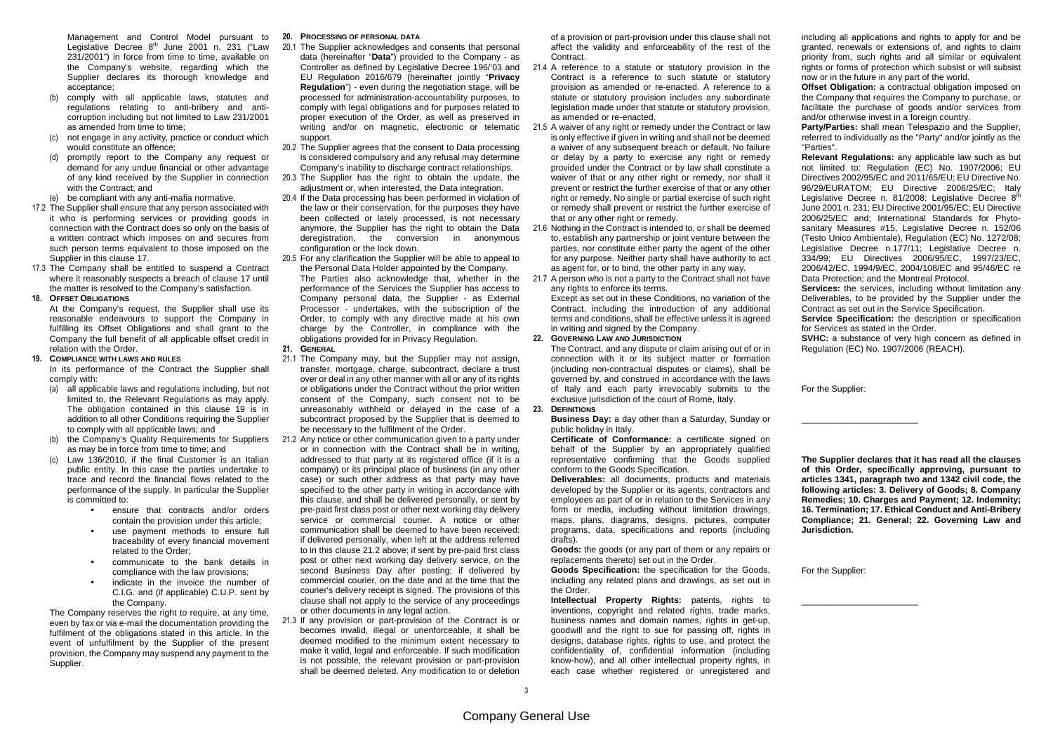Management and Control Model pursuant to Legislative Decree 8th June 2001 n. 231 ("Law 231/2001") in force from time to time, available on the Company's website, regarding which the Supplier declares its thorough knowledge and acceptance;

(b) comply with all applicable laws, statutes and regulations relating to anti-bribery and anti-corruption including but not limited to Law 231/2001 as amended from time to time;

(c) not engage in any activity, practice or conduct which would constitute an offence;

(d) promptly report to the Company any request or demand for any undue financial or other advantage of any kind received by the Supplier in connection with the Contract; and

(e) be compliant with any anti-mafia normative.

17.2 The Supplier shall ensure that any person associated with it who is performing services or providing goods in connection with the Contract does so only on the basis of a written contract which imposes on and secures from such person terms equivalent to those imposed on the Supplier in this clause 17.

17.3 The Company shall be entitled to suspend a Contract where it reasonably suspects a breach of clause 17 until the matter is resolved to the Company's satisfaction.

## 18. Offset Obligations

At the Company's request, the Supplier shall use its reasonable endeavours to support the Company in fulfilling its Offset Obligations and shall grant to the Company the full benefit of all applicable offset credit in relation with the Order.

## 19. Compliance with laws and rules

In its performance of the Contract the Supplier shall comply with:

(a) all applicable laws and regulations including, but not limited to, the Relevant Regulations as may apply. The obligation contained in this clause 19 is in addition to all other Conditions requiring the Supplier to comply with all applicable laws; and

(b) the Company's Quality Requirements for Suppliers as may be in force from time to time; and

(c) Law 136/2010, if the final Customer is an Italian public entity. In this case the parties undertake to trace and record the financial flows related to the performance of the supply. In particular the Supplier is committed to:

- ensure that contracts and/or orders contain the provision under this article;
- use payment methods to ensure full traceability of every financial movement related to the Order;
- communicate to the bank details in compliance with the law provisions;
- indicate in the invoice the number of C.I.G. and (if applicable) C.U.P. sent by the Company.

The Company reserves the right to require, at any time, even by fax or via e-mail the documentation providing the fulfilment of the obligations stated in this article. In the event of unfulfilment by the Supplier of the present provision, the Company may suspend any payment to the Supplier.

## 20. Processing of personal data

20.1 The Supplier acknowledges and consents that personal data (hereinafter "**Data**") provided to the Company - as Controller as defined by Legislative Decree 196/'03 and EU Regulation 2016/679 (hereinafter jointly "**Privacy Regulation**") - even during the negotiation stage, will be processed for administration-accountability purposes, to comply with legal obligations and for purposes related to proper execution of the Order, as well as preserved in writing and/or on magnetic, electronic or telematic support.

20.2 The Supplier agrees that the consent to Data processing is considered compulsory and any refusal may determine Company's inability to discharge contract relationships.

20.3 The Supplier has the right to obtain the update, the adjustment or, when interested, the Data integration.

20.4 If the Data processing has been performed in violation of the law or their conservation, for the purposes they have been collected or lately processed, is not necessary anymore, the Supplier has the right to obtain the Data deregistration, the conversion in anonymous configuration or the lock down.

20.5 For any clarification the Supplier will be able to appeal to the Personal Data Holder appointed by the Company.

The Parties also acknowledge that, whether in the performance of the Services the Supplier has access to Company personal data, the Supplier - as External Processor - undertakes, with the subscription of the Order, to comply with any directive made at his own charge by the Controller, in compliance with the obligations provided for in Privacy Regulation.

## 21. General

21.1 The Company may, but the Supplier may not assign, transfer, mortgage, charge, subcontract, declare a trust over or deal in any other manner with all or any of its rights or obligations under the Contract without the prior written consent of the Company, such consent not to be unreasonably withheld or delayed in the case of a subcontract proposed by the Supplier that is deemed to be necessary to the fulfilment of the Order.

21.2 Any notice or other communication given to a party under or in connection with the Contract shall be in writing, addressed to that party at its registered office (if it is a company) or its principal place of business (in any other case) or such other address as that party may have specified to the other party in writing in accordance with this clause, and shall be delivered personally, or sent by pre-paid first class post or other next working day delivery service or commercial courier. A notice or other communication shall be deemed to have been received: if delivered personally, when left at the address referred to in this clause 21.2 above; if sent by pre-paid first class post or other next working day delivery service, on the second Business Day after posting; if delivered by commercial courier, on the date and at the time that the courier's delivery receipt is signed. The provisions of this clause shall not apply to the service of any proceedings or other documents in any legal action.

21.3 If any provision or part-provision of the Contract is or becomes invalid, illegal or unenforceable, it shall be deemed modified to the minimum extent necessary to make it valid, legal and enforceable. If such modification is not possible, the relevant provision or part-provision shall be deemed deleted. Any modification to or deletion of a provision or part-provision under this clause shall not affect the validity and enforceability of the rest of the Contract.

21.4 A reference to a statute or statutory provision in the Contract is a reference to such statute or statutory provision as amended or re-enacted. A reference to a statute or statutory provision includes any subordinate legislation made under that statute or statutory provision, as amended or re-enacted.

21.5 A waiver of any right or remedy under the Contract or law is only effective if given in writing and shall not be deemed a waiver of any subsequent breach or default. No failure or delay by a party to exercise any right or remedy provided under the Contract or by law shall constitute a waiver of that or any other right or remedy, nor shall it prevent or restrict the further exercise of that or any other right or remedy. No single or partial exercise of such right or remedy shall prevent or restrict the further exercise of that or any other right or remedy.

21.6 Nothing in the Contract is intended to, or shall be deemed to, establish any partnership or joint venture between the parties, nor constitute either party the agent of the other for any purpose. Neither party shall have authority to act as agent for, or to bind, the other party in any way.

21.7 A person who is not a party to the Contract shall not have any rights to enforce its terms.

Except as set out in these Conditions, no variation of the Contract, including the introduction of any additional terms and conditions, shall be effective unless it is agreed in writing and signed by the Company.

## 22. Governing Law and Jurisdiction

The Contract, and any dispute or claim arising out of or in connection with it or its subject matter or formation (including non-contractual disputes or claims), shall be governed by, and construed in accordance with the laws of Italy and each party irrevocably submits to the exclusive jurisdiction of the court of Rome, Italy.

## 23. Definitions

**Business Day:** a day other than a Saturday, Sunday or public holiday in Italy.

**Certificate of Conformance:** a certificate signed on behalf of the Supplier by an appropriately qualified representative confirming that the Goods supplied conform to the Goods Specification.

**Deliverables:** all documents, products and materials developed by the Supplier or its agents, contractors and employees as part of or in relation to the Services in any form or media, including without limitation drawings, maps, plans, diagrams, designs, pictures, computer programs, data, specifications and reports (including drafts).

**Goods:** the goods (or any part of them or any repairs or replacements thereto) set out in the Order.

**Goods Specification:** the specification for the Goods, including any related plans and drawings, as set out in the Order.

**Intellectual Property Rights:** patents, rights to inventions, copyright and related rights, trade marks, business names and domain names, rights in get-up, goodwill and the right to sue for passing off, rights in designs, database rights, rights to use, and protect the confidentiality of, confidential information (including know-how), and all other intellectual property rights, in each case whether registered or unregistered and including all applications and rights to apply for and be granted, renewals or extensions of, and rights to claim priority from, such rights and all similar or equivalent rights or forms of protection which subsist or will subsist now or in the future in any part of the world.

**Offset Obligation:** a contractual obligation imposed on the Company that requires the Company to purchase, or facilitate the purchase of goods and/or services from and/or otherwise invest in a foreign country.

**Party/Parties:** shall mean Telespazio and the Supplier, referred to individually as the "Party" and/or jointly as the "Parties".

**Relevant Regulations:** any applicable law such as but not limited to: Regulation (EC) No. 1907/2006; EU Directives 2002/95/EC and 2011/65/EU; EU Directive No. 96/29/EURATOM; EU Directive 2006/25/EC; Italy Legislative Decree n. 81/2008; Legislative Decree 8th June 2001 n. 231; EU Directive 2001/95/EC; EU Directive 2006/25/EC and; International Standards for Phyto-sanitary Measures #15, Legislative Decree n. 152/06 (Testo Unico Ambientale), Regulation (EC) No. 1272/08; Legislative Decree n.177/11; Legislative Decree n. 334/99; EU Directives 2006/95/EC, 1997/23/EC, 2006/42/EC, 1994/9/EC, 2004/108/EC and 95/46/EC re Data Protection; and the Montreal Protocol.

**Services:** the services, including without limitation any Deliverables, to be provided by the Supplier under the Contract as set out in the Service Specification.

**Service Specification:** the description or specification for Services as stated in the Order.

**SVHC:** a substance of very high concern as defined in Regulation (EC) No. 1907/2006 (REACH).

For the Supplier:

_______________________

**The Supplier declares that it has read all the clauses of this Order, specifically approving, pursuant to articles 1341, paragraph two and 1342 civil code, the following articles: 3. Delivery of Goods; 8. Company Remedies; 10. Charges and Payment; 12. Indemnity; 16. Termination; 17. Ethical Conduct and Anti-Bribery Compliance; 21. General; 22. Governing Law and Jurisdiction.**

For the Supplier:

_______________________

Company General Use